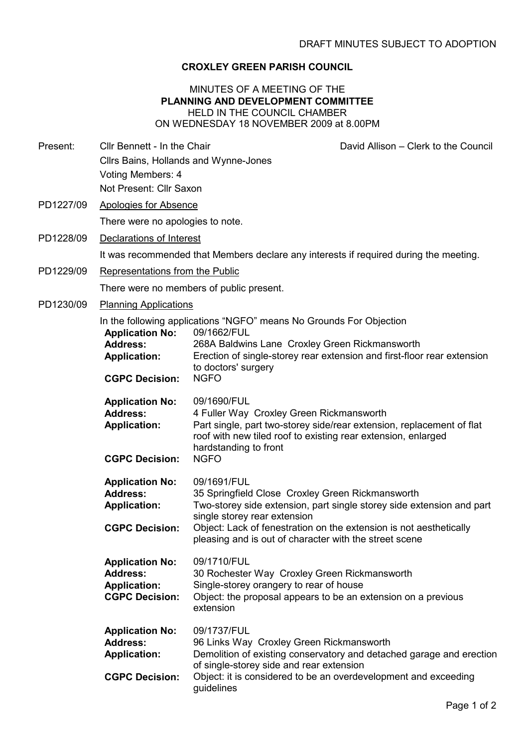DRAFT MINUTES SUBJECT TO ADOPTION

# CROXLEY GREEN PARISH COUNCIL

## MINUTES OF A MEETING OF THE PLANNING AND DEVELOPMENT COMMITTEE

HELD IN THE COUNCIL CHAMBER
ON WEDNESDAY 18 NOVEMBER 2009 at 8.00PM

**Present:** Cllr Bennett - In the Chair; David Allison – Clerk to the Council

Cllrs Bains, Hollands and Wynne-Jones

Voting Members: 4

Not Present: Cllr Saxon

**PD1227/09 Apologies for Absence**

There were no apologies to note.

**PD1228/09 Declarations of Interest**

It was recommended that Members declare any interests if required during the meeting.

**PD1229/09 Representations from the Public**

There were no members of public present.

**PD1230/09 Planning Applications**

In the following applications "NGFO" means No Grounds For Objection

**Application No:** 09/1662/FUL
**Address:** 268A Baldwins Lane Croxley Green Rickmansworth
**Application:** Erection of single-storey rear extension and first-floor rear extension to doctors' surgery
**CGPC Decision:** NGFO

**Application No:** 09/1690/FUL
**Address:** 4 Fuller Way Croxley Green Rickmansworth
**Application:** Part single, part two-storey side/rear extension, replacement of flat roof with new tiled roof to existing rear extension, enlarged hardstanding to front
**CGPC Decision:** NGFO

**Application No:** 09/1691/FUL
**Address:** 35 Springfield Close Croxley Green Rickmansworth
**Application:** Two-storey side extension, part single storey side extension and part single storey rear extension
**CGPC Decision:** Object: Lack of fenestration on the extension is not aesthetically pleasing and is out of character with the street scene

**Application No:** 09/1710/FUL
**Address:** 30 Rochester Way Croxley Green Rickmansworth
**Application:** Single-storey orangery to rear of house
**CGPC Decision:** Object: the proposal appears to be an extension on a previous extension

**Application No:** 09/1737/FUL
**Address:** 96 Links Way Croxley Green Rickmansworth
**Application:** Demolition of existing conservatory and detached garage and erection of single-storey side and rear extension
**CGPC Decision:** Object: it is considered to be an overdevelopment and exceeding guidelines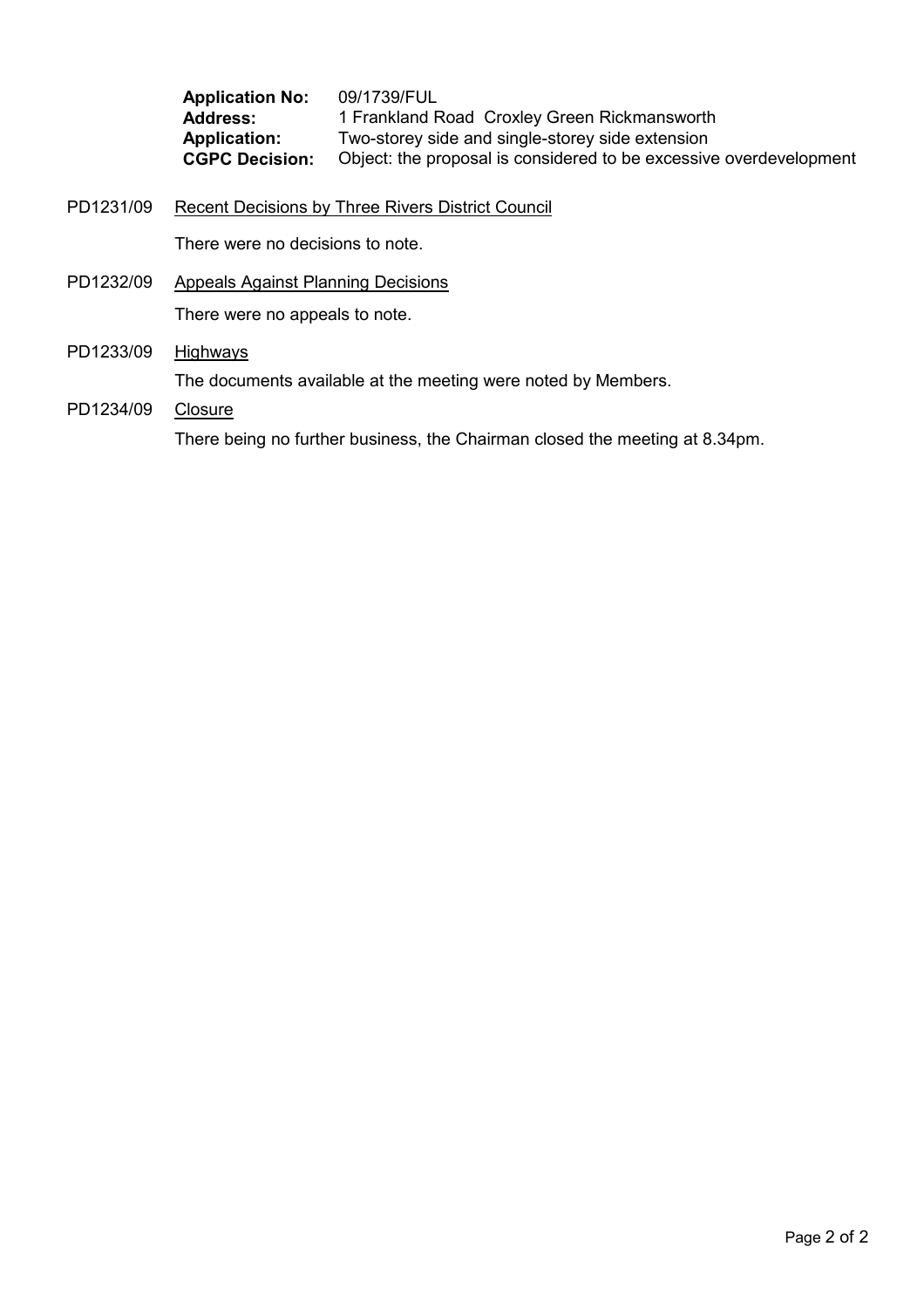**Application No:** 09/1739/FUL
**Address:** 1 Frankland Road Croxley Green Rickmansworth
**Application:** Two-storey side and single-storey side extension
**CGPC Decision:** Object: the proposal is considered to be excessive overdevelopment

PD1231/09 <u>Recent Decisions by Three Rivers District Council</u>

There were no decisions to note.

PD1232/09 <u>Appeals Against Planning Decisions</u>

There were no appeals to note.

PD1233/09 <u>Highways</u>

The documents available at the meeting were noted by Members.

PD1234/09 <u>Closure</u>

There being no further business, the Chairman closed the meeting at 8.34pm.